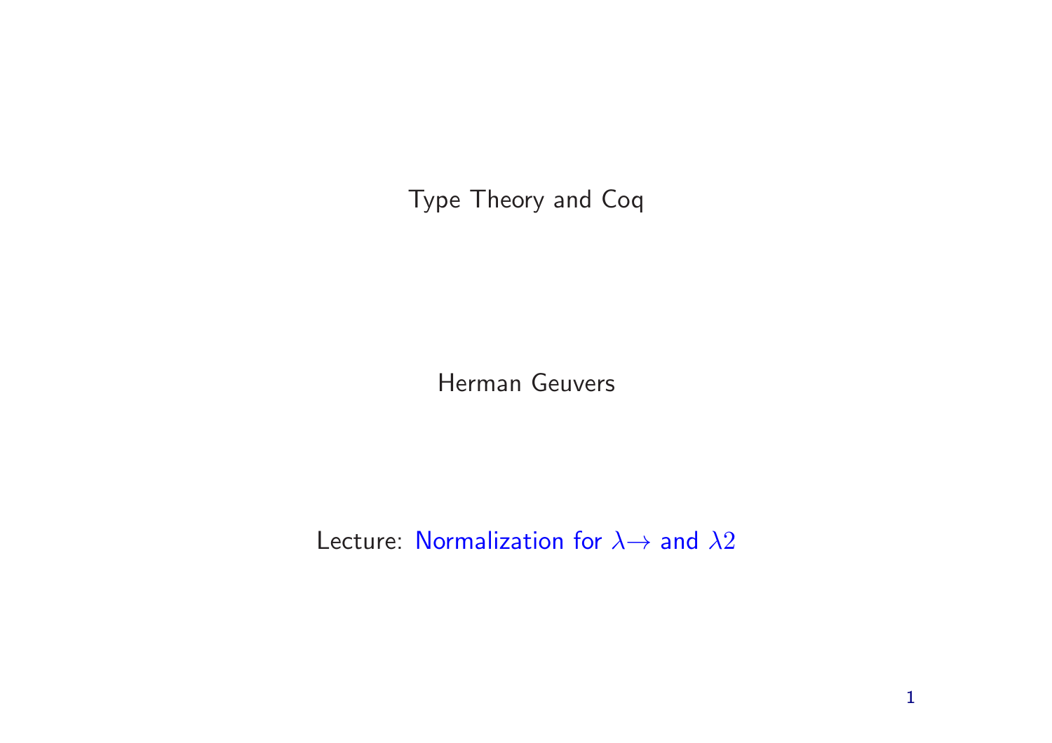# Type Theory and Coq

Herman Geuvers

Lecture: Normalization for $\lambda\!\rightarrow$ and $\lambda 2$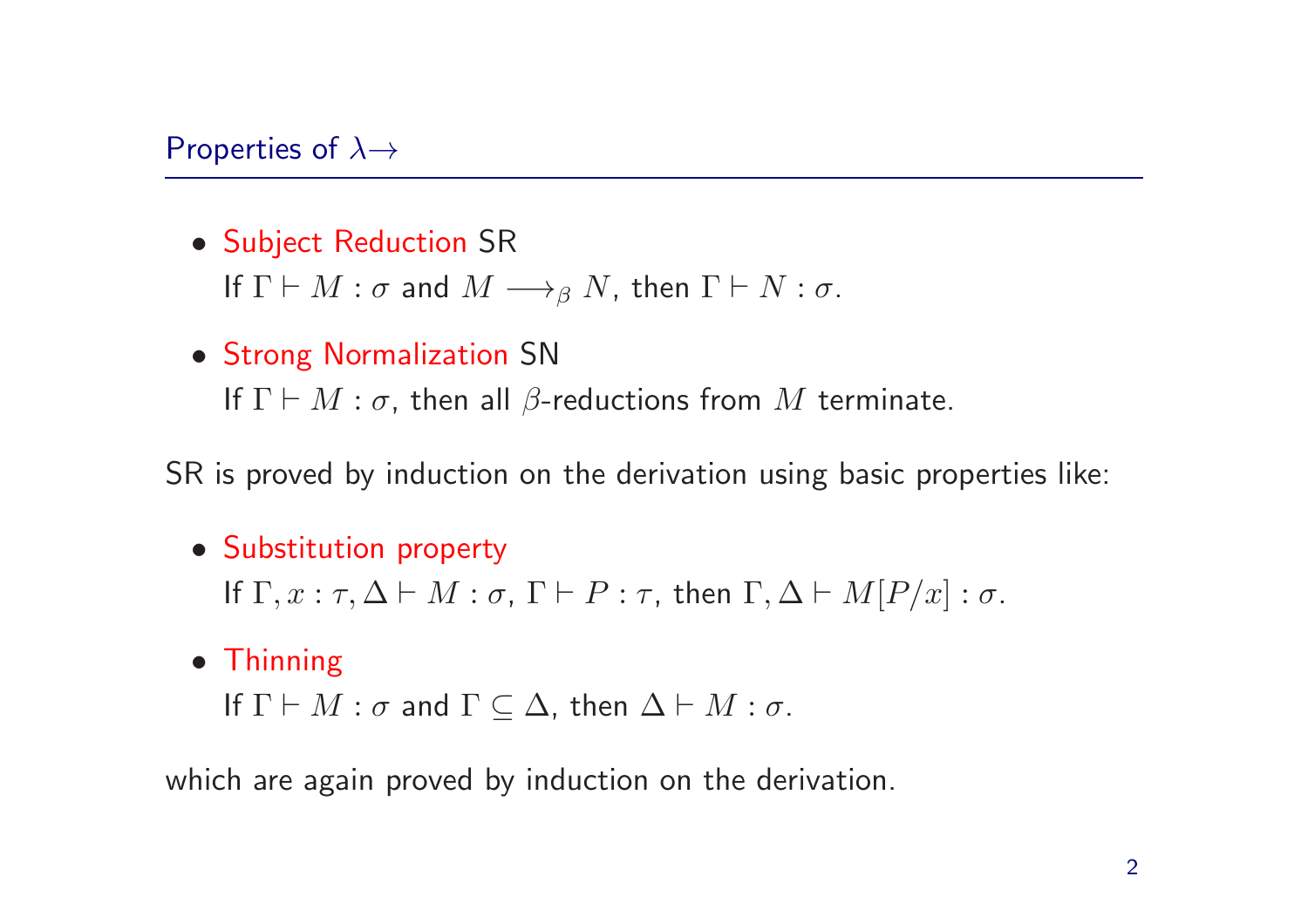## Properties of $\lambda\!\rightarrow$

- Subject Reduction SR
  If $\Gamma \vdash M : \sigma$ and $M \longrightarrow_\beta N$, then $\Gamma \vdash N : \sigma$.

- Strong Normalization SN
  If $\Gamma \vdash M : \sigma$, then all $\beta$-reductions from $M$ terminate.

SR is proved by induction on the derivation using basic properties like:

- Substitution property
  If $\Gamma, x : \tau, \Delta \vdash M : \sigma$, $\Gamma \vdash P : \tau$, then $\Gamma, \Delta \vdash M[P/x] : \sigma$.

- Thinning
  If $\Gamma \vdash M : \sigma$ and $\Gamma \subseteq \Delta$, then $\Delta \vdash M : \sigma$.

which are again proved by induction on the derivation.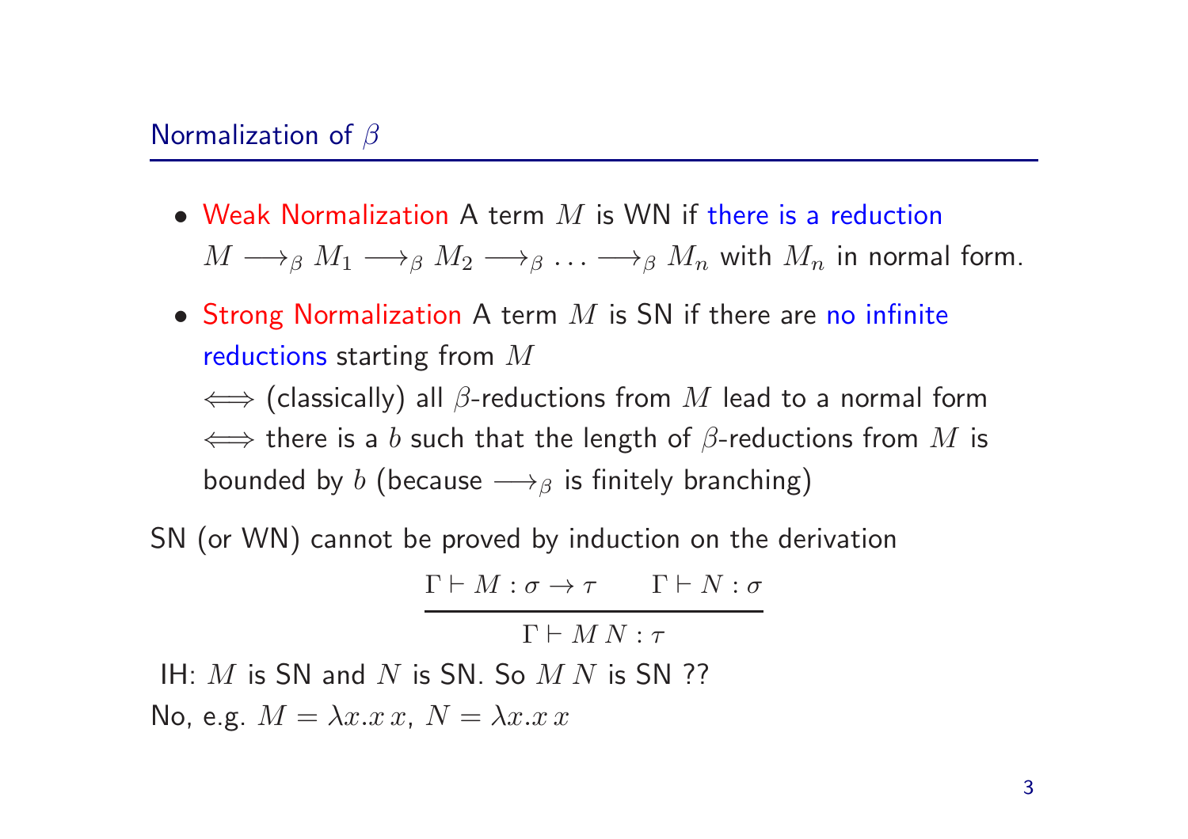## Normalization of $\beta$

- Weak Normalization A term $M$ is WN if there is a reduction $M \longrightarrow_\beta M_1 \longrightarrow_\beta M_2 \longrightarrow_\beta \ldots \longrightarrow_\beta M_n$ with $M_n$ in normal form.
- Strong Normalization A term $M$ is SN if there are no infinite reductions starting from $M$
  $\iff$ (classically) all $\beta$-reductions from $M$ lead to a normal form
  $\iff$ there is a $b$ such that the length of $\beta$-reductions from $M$ is bounded by $b$ (because $\longrightarrow_\beta$ is finitely branching)

SN (or WN) cannot be proved by induction on the derivation

$$\frac{\Gamma \vdash M : \sigma \to \tau \qquad \Gamma \vdash N : \sigma}{\Gamma \vdash M\,N : \tau}$$

IH: $M$ is SN and $N$ is SN. So $M\,N$ is SN ??

No, e.g. $M = \lambda x.x\,x$, $N = \lambda x.x\,x$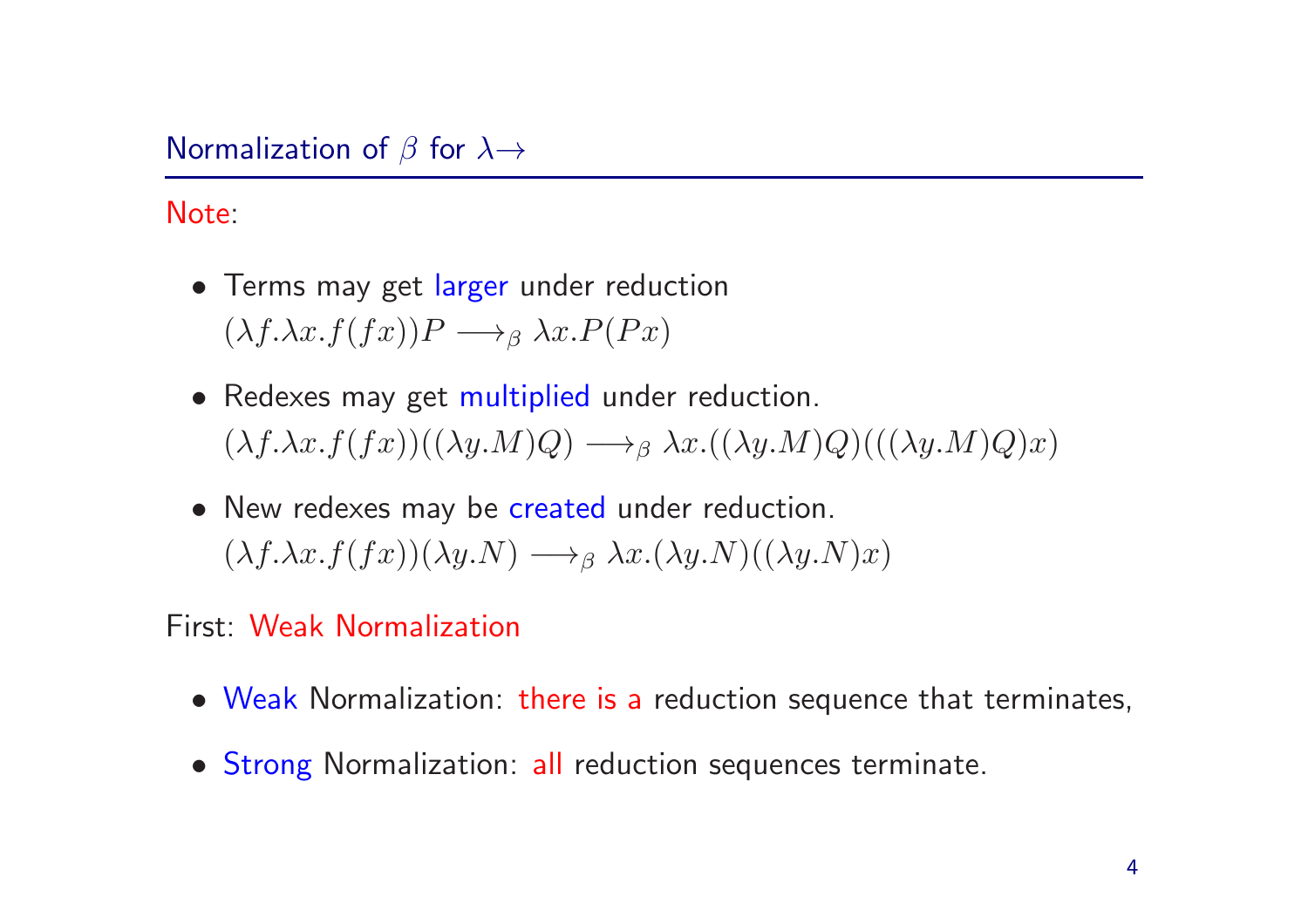## Normalization of $\beta$ for $\lambda\!\rightarrow$

Note:

- Terms may get larger under reduction
  $(\lambda f.\lambda x.f(fx))P \longrightarrow_\beta \lambda x.P(Px)$
- Redexes may get multiplied under reduction.
  $(\lambda f.\lambda x.f(fx))((\lambda y.M)Q) \longrightarrow_\beta \lambda x.((\lambda y.M)Q)(((\lambda y.M)Q)x)$
- New redexes may be created under reduction.
  $(\lambda f.\lambda x.f(fx))(\lambda y.N) \longrightarrow_\beta \lambda x.(\lambda y.N)((\lambda y.N)x)$

First: Weak Normalization

- Weak Normalization: there is a reduction sequence that terminates,
- Strong Normalization: all reduction sequences terminate.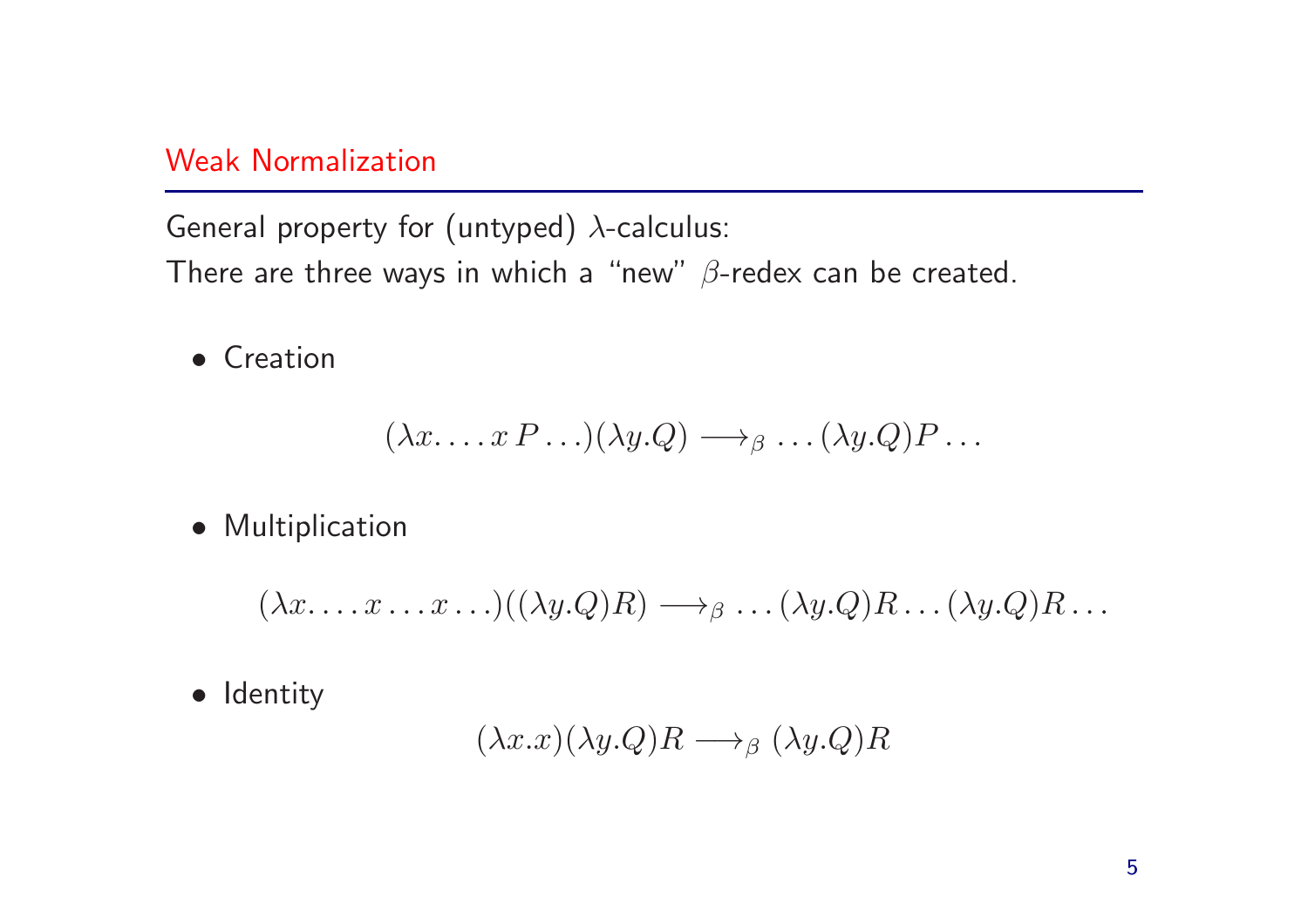## Weak Normalization

General property for (untyped) $\lambda$-calculus:
There are three ways in which a "new" $\beta$-redex can be created.

- Creation

$$(\lambda x. \ldots x\, P \ldots)(\lambda y.Q) \longrightarrow_\beta \ldots (\lambda y.Q)P \ldots$$

- Multiplication

$$(\lambda x. \ldots x \ldots x \ldots)((\lambda y.Q)R) \longrightarrow_\beta \ldots (\lambda y.Q)R \ldots (\lambda y.Q)R \ldots$$

- Identity

$$(\lambda x.x)(\lambda y.Q)R \longrightarrow_\beta (\lambda y.Q)R$$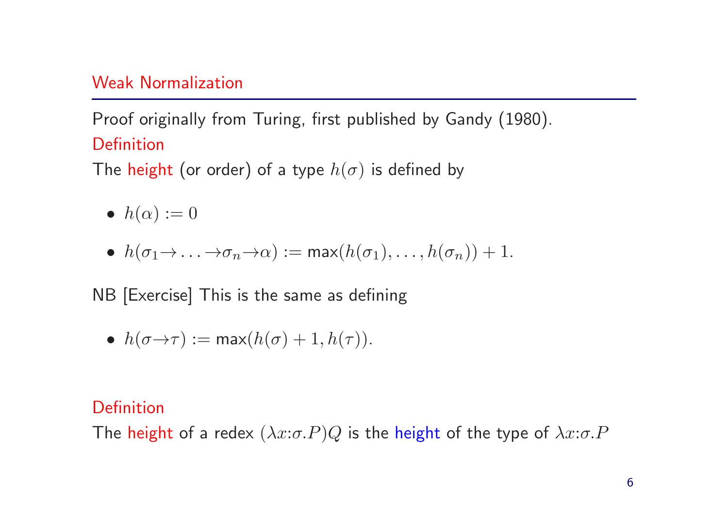## Weak Normalization

Proof originally from Turing, first published by Gandy (1980).

**Definition**

The height (or order) of a type $h(\sigma)$ is defined by

- $h(\alpha) := 0$
- $h(\sigma_1 \to \ldots \to \sigma_n \to \alpha) := \max(h(\sigma_1), \ldots, h(\sigma_n)) + 1.$

NB [Exercise] This is the same as defining

- $h(\sigma \to \tau) := \max(h(\sigma) + 1, h(\tau)).$

**Definition**

The height of a redex $(\lambda x{:}\sigma.P)Q$ is the height of the type of $\lambda x{:}\sigma.P$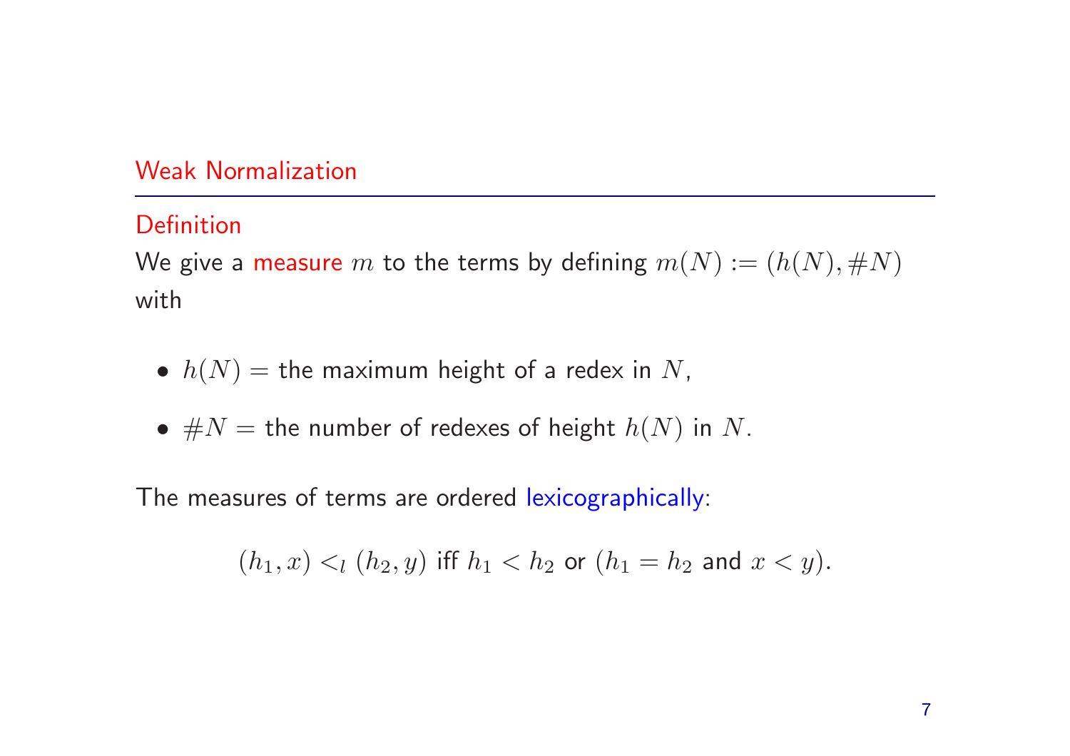## Weak Normalization

### Definition

We give a measure $m$ to the terms by defining $m(N) := (h(N), \#N)$ with

- $h(N) =$ the maximum height of a redex in $N$,
- $\#N =$ the number of redexes of height $h(N)$ in $N$.

The measures of terms are ordered lexicographically:

$$(h_1, x) <_l (h_2, y) \text{ iff } h_1 < h_2 \text{ or } (h_1 = h_2 \text{ and } x < y).$$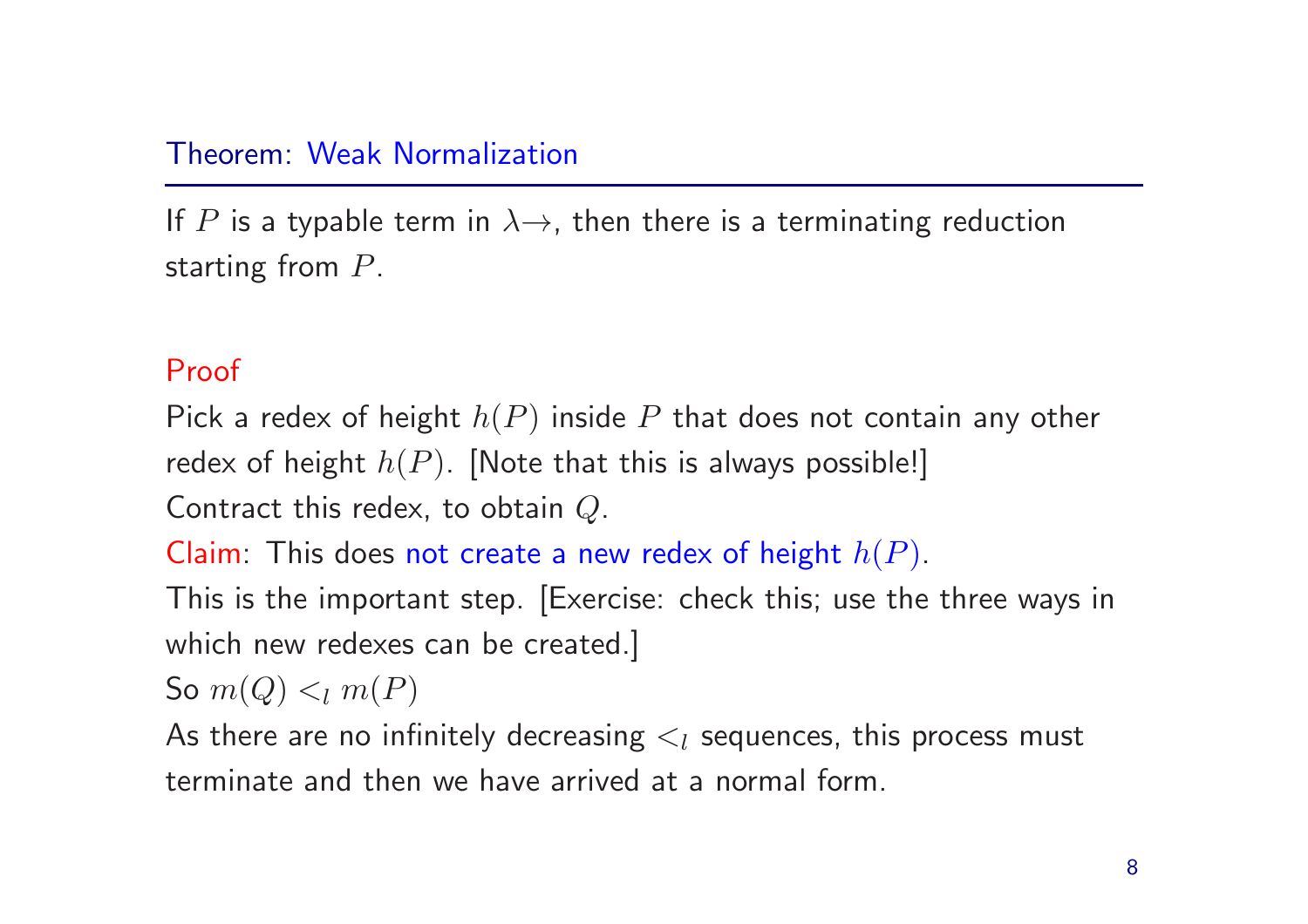## Theorem: Weak Normalization

If $P$ is a typable term in $\lambda\!\rightarrow$, then there is a terminating reduction starting from $P$.

**Proof**

Pick a redex of height $h(P)$ inside $P$ that does not contain any other redex of height $h(P)$. [Note that this is always possible!]
Contract this redex, to obtain $Q$.
Claim: This does not create a new redex of height $h(P)$.
This is the important step. [Exercise: check this; use the three ways in which new redexes can be created.]
So $m(Q) <_l m(P)$
As there are no infinitely decreasing $<_l$ sequences, this process must terminate and then we have arrived at a normal form.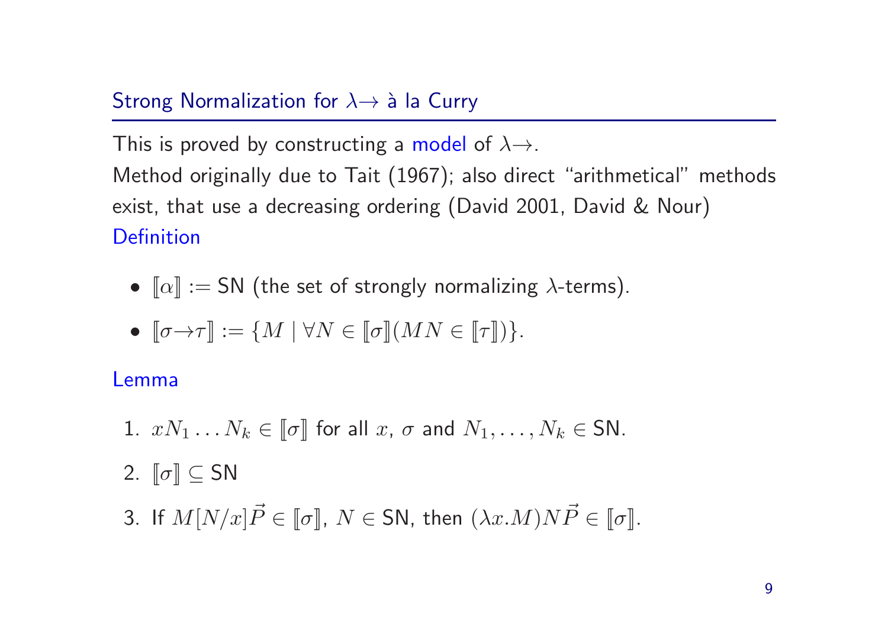## Strong Normalization for $\lambda\!\rightarrow$ à la Curry

This is proved by constructing a model of $\lambda\!\rightarrow$.
Method originally due to Tait (1967); also direct "arithmetical" methods exist, that use a decreasing ordering (David 2001, David & Nour)

**Definition**

- $[\![\alpha]\!] := \mathsf{SN}$ (the set of strongly normalizing $\lambda$-terms).
- $[\![\sigma\!\rightarrow\!\tau]\!] := \{M \mid \forall N \in [\![\sigma]\!](MN \in [\![\tau]\!])\}$.

**Lemma**

1. $xN_1 \ldots N_k \in [\![\sigma]\!]$ for all $x$, $\sigma$ and $N_1, \ldots, N_k \in \mathsf{SN}$.
2. $[\![\sigma]\!] \subseteq \mathsf{SN}$
3. If $M[N/x]\vec{P} \in [\![\sigma]\!]$, $N \in \mathsf{SN}$, then $(\lambda x.M)N\vec{P} \in [\![\sigma]\!]$.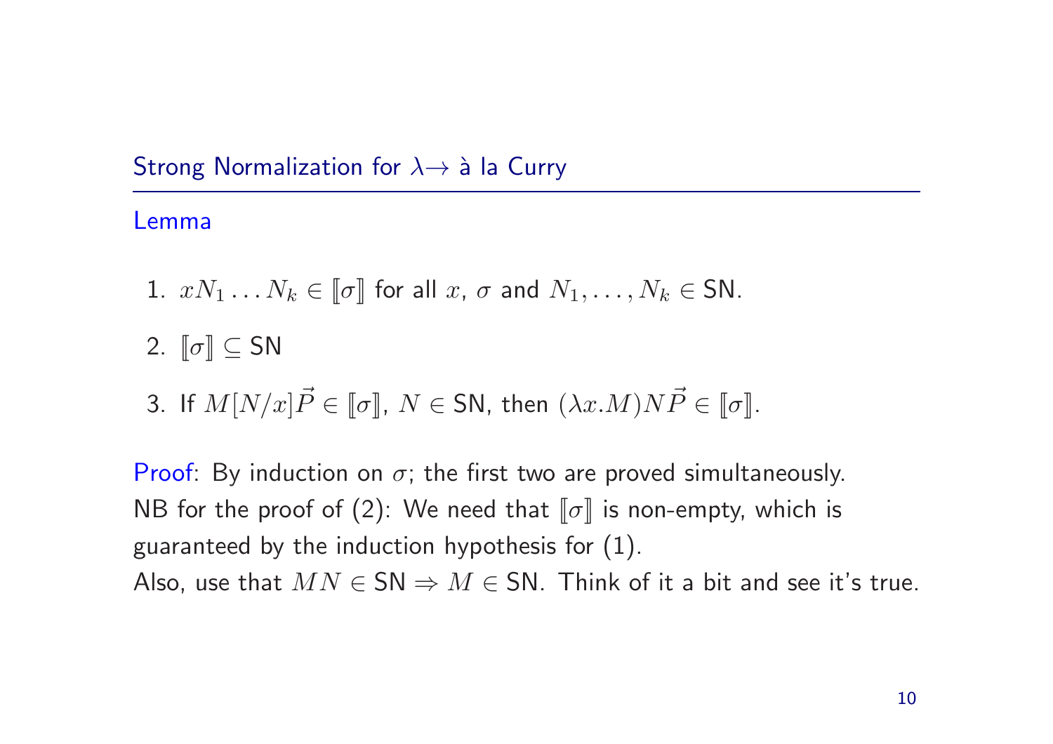## Strong Normalization for $\lambda\!\rightarrow$ à la Curry

**Lemma**

1. $xN_1 \ldots N_k \in [\![\sigma]\!]$ for all $x$, $\sigma$ and $N_1, \ldots, N_k \in \mathsf{SN}$.
2. $[\![\sigma]\!] \subseteq \mathsf{SN}$
3. If $M[N/x]\vec{P} \in [\![\sigma]\!]$, $N \in \mathsf{SN}$, then $(\lambda x.M)N\vec{P} \in [\![\sigma]\!]$.

Proof: By induction on $\sigma$; the first two are proved simultaneously.
NB for the proof of (2): We need that $[\![\sigma]\!]$ is non-empty, which is guaranteed by the induction hypothesis for (1).
Also, use that $MN \in \mathsf{SN} \Rightarrow M \in \mathsf{SN}$. Think of it a bit and see it's true.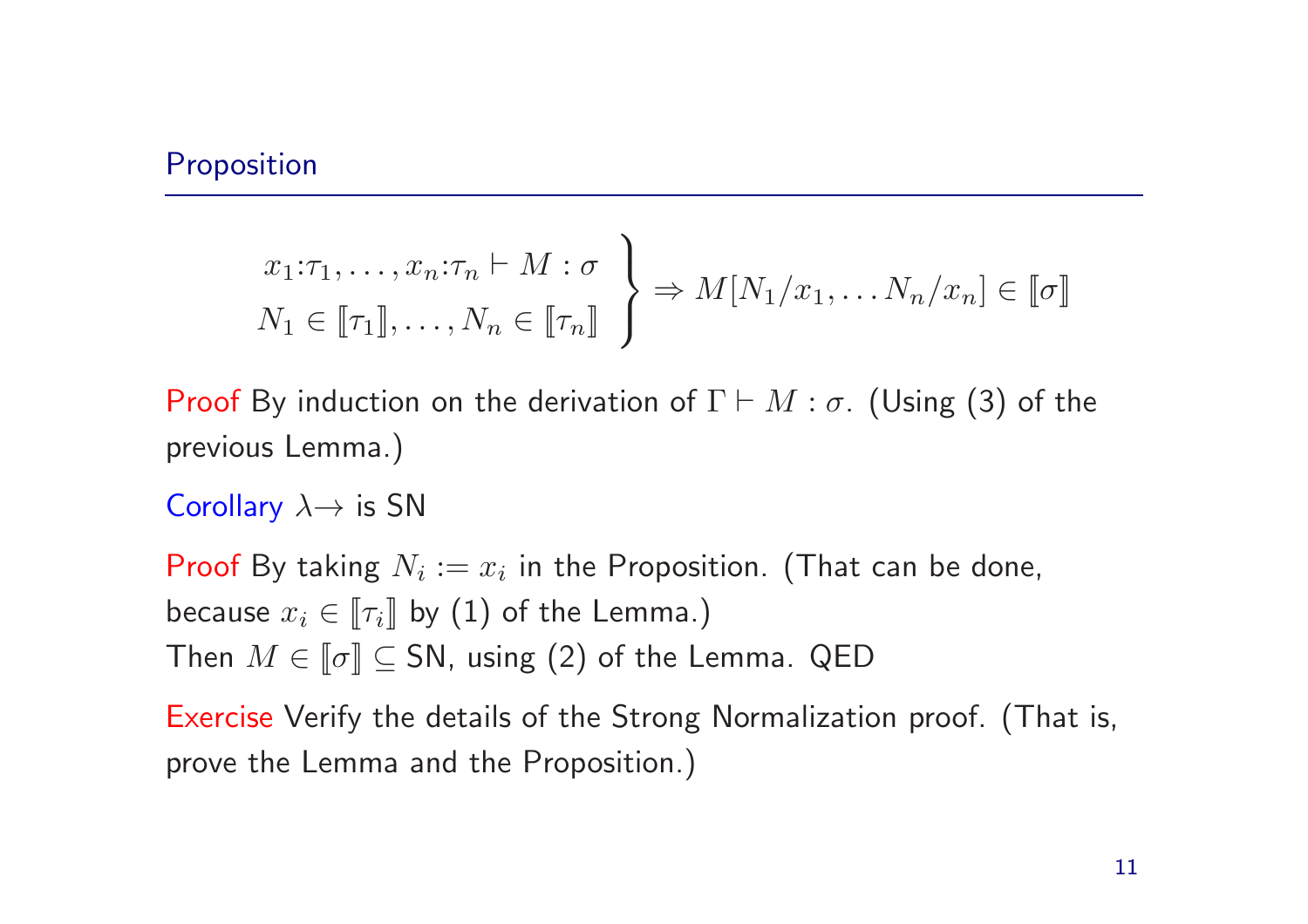### Proposition

$$\left.\begin{array}{r} x_1{:}\tau_1, \ldots, x_n{:}\tau_n \vdash M : \sigma \\ N_1 \in [\![\tau_1]\!], \ldots, N_n \in [\![\tau_n]\!] \end{array}\right\} \Rightarrow M[N_1/x_1, \ldots N_n/x_n] \in [\![\sigma]\!]$$

**Proof** By induction on the derivation of $\Gamma \vdash M : \sigma$. (Using (3) of the previous Lemma.)

**Corollary** $\lambda\!\!\rightarrow$ is SN

**Proof** By taking $N_i := x_i$ in the Proposition. (That can be done, because $x_i \in [\![\tau_i]\!]$ by (1) of the Lemma.)
Then $M \in [\![\sigma]\!] \subseteq$ SN, using (2) of the Lemma. QED

**Exercise** Verify the details of the Strong Normalization proof. (That is, prove the Lemma and the Proposition.)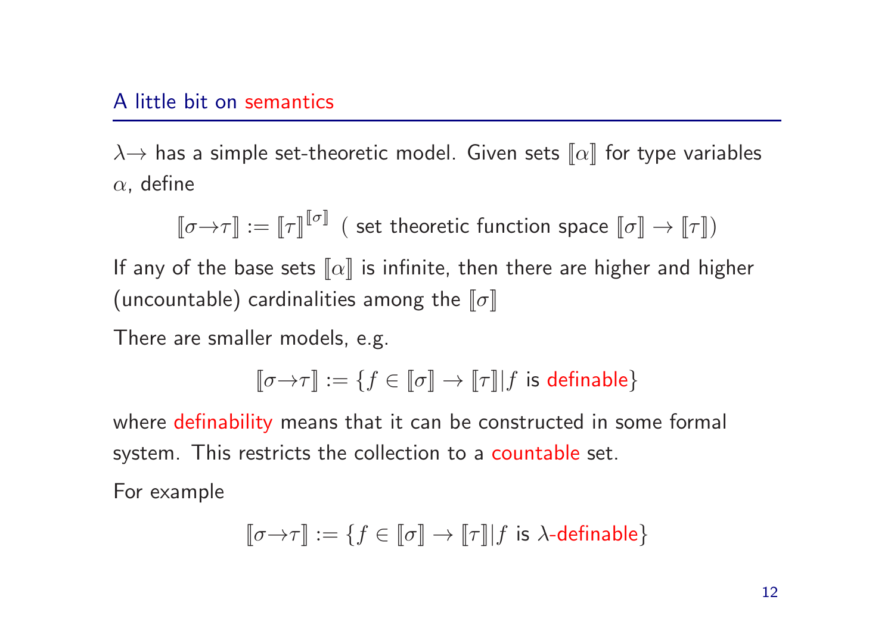## A little bit on semantics

$\lambda\!\rightarrow$ has a simple set-theoretic model. Given sets $[\![\alpha]\!]$ for type variables $\alpha$, define

$$[\![\sigma\!\rightarrow\!\tau]\!] := [\![\tau]\!]^{[\![\sigma]\!]} \text{ ( set theoretic function space } [\![\sigma]\!] \rightarrow [\![\tau]\!])$$

If any of the base sets $[\![\alpha]\!]$ is infinite, then there are higher and higher (uncountable) cardinalities among the $[\![\sigma]\!]$

There are smaller models, e.g.

$$[\![\sigma\!\rightarrow\!\tau]\!] := \{f \in [\![\sigma]\!] \rightarrow [\![\tau]\!] | f \text{ is definable}\}$$

where definability means that it can be constructed in some formal system. This restricts the collection to a countable set.

For example

$$[\![\sigma\!\rightarrow\!\tau]\!] := \{f \in [\![\sigma]\!] \rightarrow [\![\tau]\!] | f \text{ is } \lambda\text{-definable}\}$$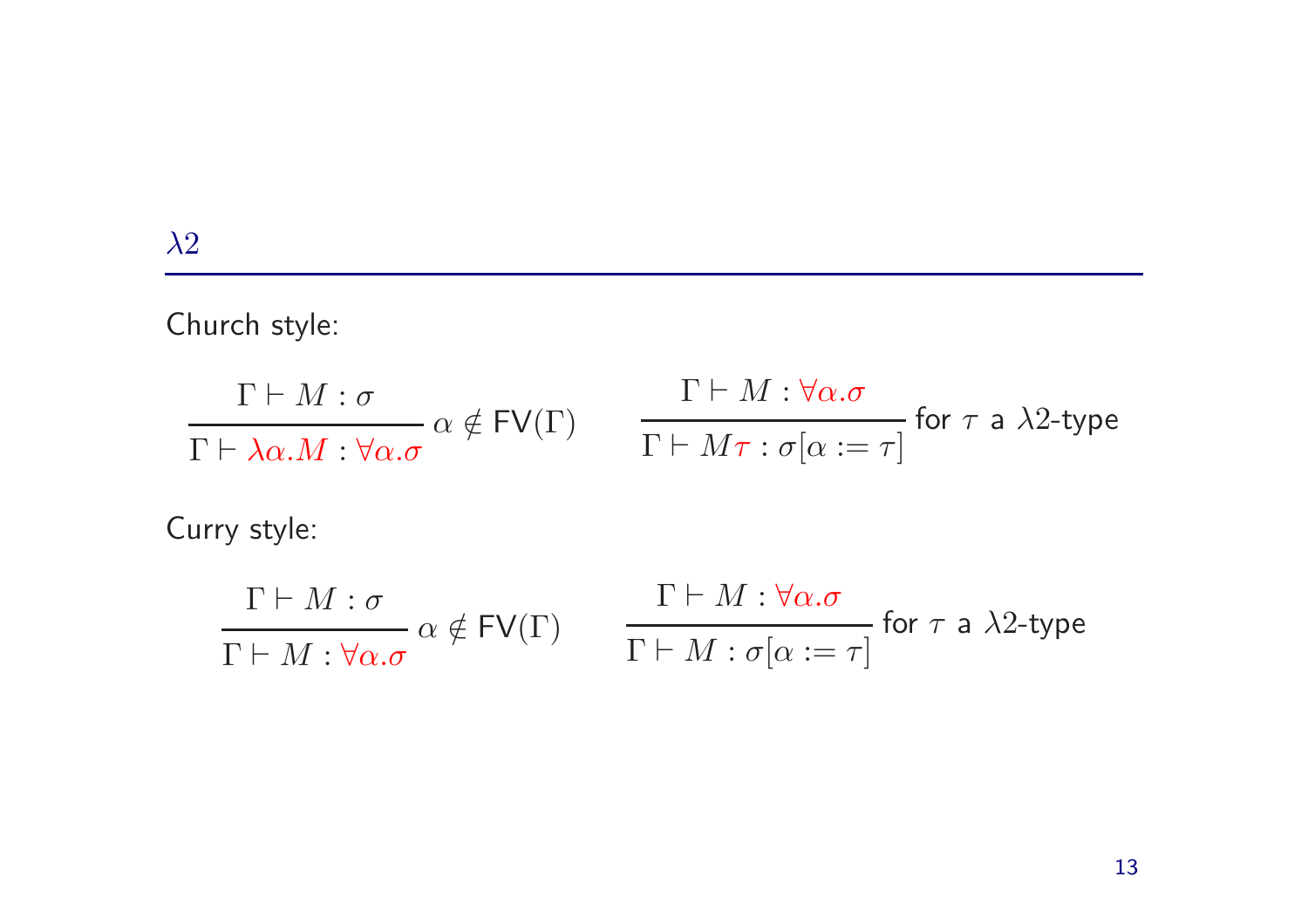## $\lambda 2$

Church style:

$$\frac{\Gamma \vdash M : \sigma}{\Gamma \vdash \lambda\alpha.M : \forall\alpha.\sigma}\ \alpha \notin \mathsf{FV}(\Gamma) \qquad \frac{\Gamma \vdash M : \forall\alpha.\sigma}{\Gamma \vdash M\tau : \sigma[\alpha := \tau]}\ \text{for } \tau \text{ a } \lambda 2\text{-type}$$

Curry style:

$$\frac{\Gamma \vdash M : \sigma}{\Gamma \vdash M : \forall\alpha.\sigma}\ \alpha \notin \mathsf{FV}(\Gamma) \qquad \frac{\Gamma \vdash M : \forall\alpha.\sigma}{\Gamma \vdash M : \sigma[\alpha := \tau]}\ \text{for } \tau \text{ a } \lambda 2\text{-type}$$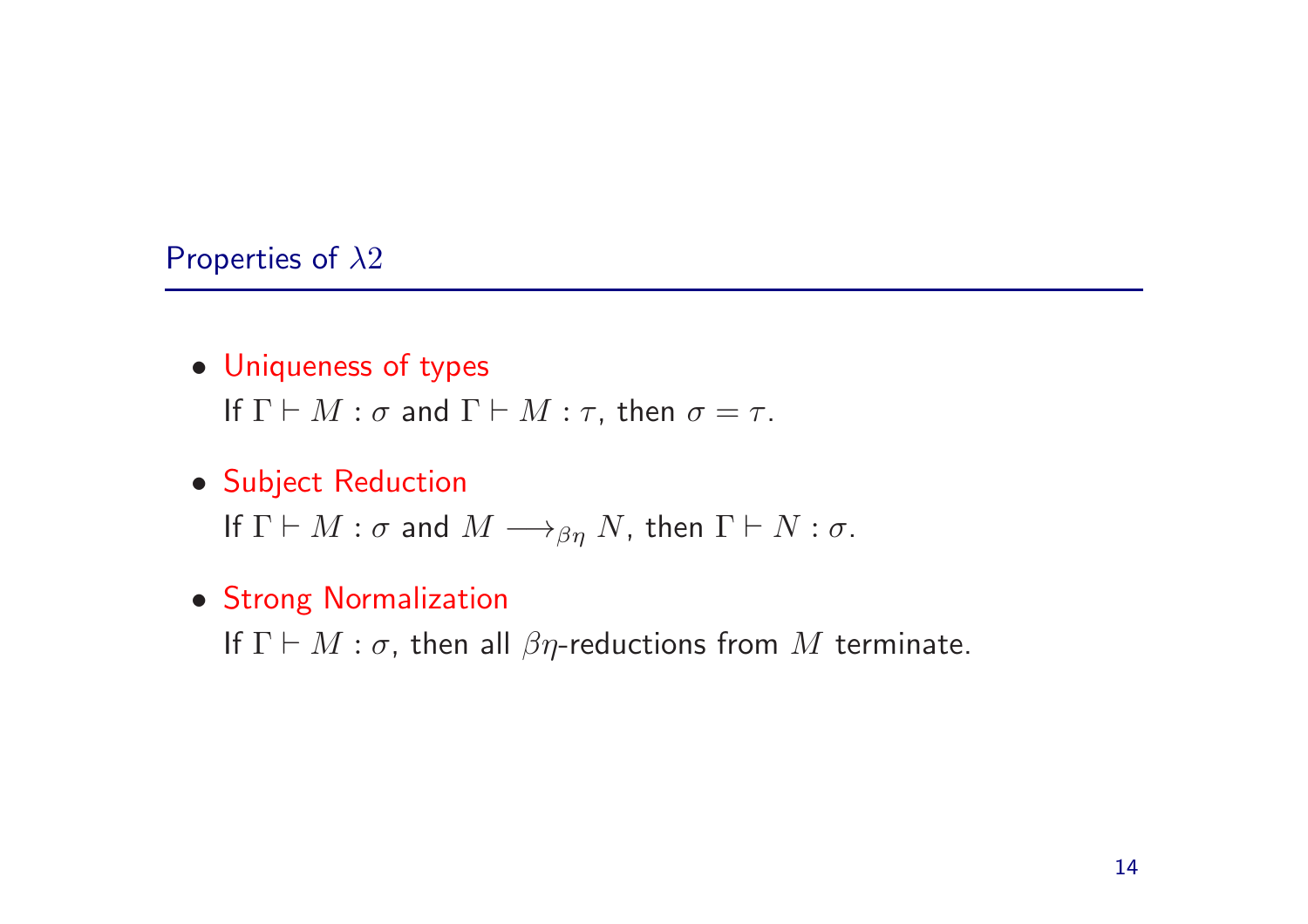## Properties of $\lambda 2$

- Uniqueness of types
  If $\Gamma \vdash M : \sigma$ and $\Gamma \vdash M : \tau$, then $\sigma = \tau$.

- Subject Reduction
  If $\Gamma \vdash M : \sigma$ and $M \longrightarrow_{\beta\eta} N$, then $\Gamma \vdash N : \sigma$.

- Strong Normalization
  If $\Gamma \vdash M : \sigma$, then all $\beta\eta$-reductions from $M$ terminate.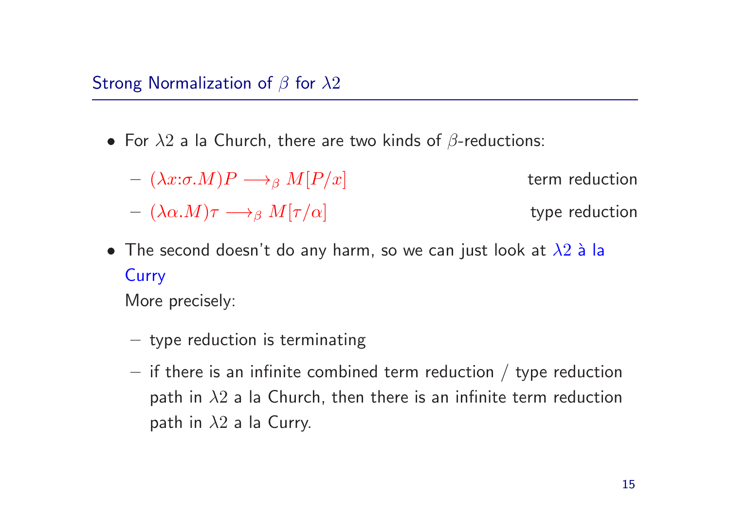## Strong Normalization of $\beta$ for $\lambda 2$

- For $\lambda 2$ a la Church, there are two kinds of $\beta$-reductions:
  - $(\lambda x{:}\sigma.M)P \longrightarrow_\beta M[P/x]$ term reduction
  - $(\lambda \alpha.M)\tau \longrightarrow_\beta M[\tau/\alpha]$ type reduction
- The second doesn't do any harm, so we can just look at $\lambda 2$ à la Curry

  More precisely:
  - type reduction is terminating
  - if there is an infinite combined term reduction / type reduction path in $\lambda 2$ a la Church, then there is an infinite term reduction path in $\lambda 2$ a la Curry.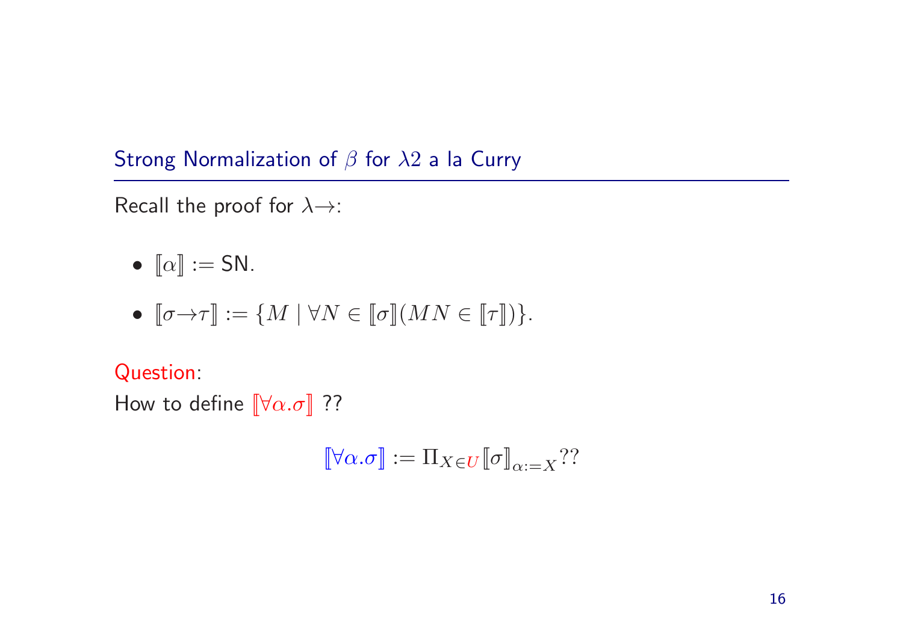## Strong Normalization of $\beta$ for $\lambda 2$ a la Curry

Recall the proof for $\lambda{\rightarrow}$:

- $[\![\alpha]\!] := \mathsf{SN}$.
- $[\![\sigma{\rightarrow}\tau]\!] := \{M \mid \forall N \in [\![\sigma]\!](MN \in [\![\tau]\!])\}$.

Question:
How to define $[\![\forall\alpha.\sigma]\!]$ ??

$$[\![\forall\alpha.\sigma]\!] := \Pi_{X \in U}[\![\sigma]\!]_{\alpha:=X}??$$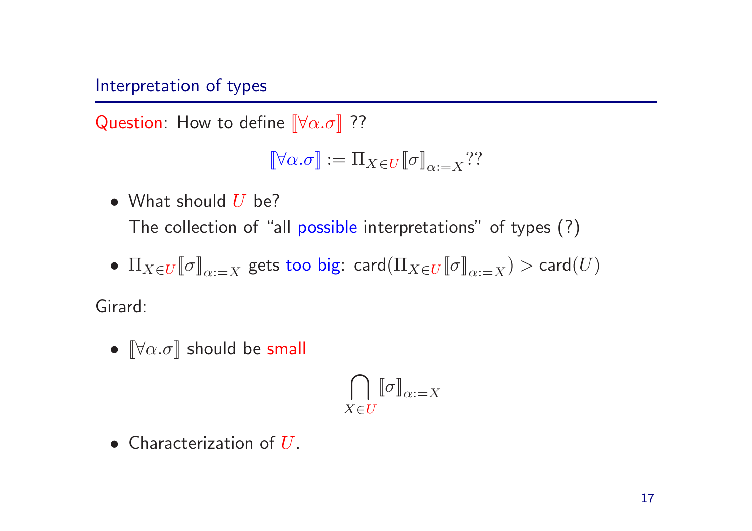## Interpretation of types

Question: How to define $[\![\forall\alpha.\sigma]\!]$ ??

$$[\![\forall\alpha.\sigma]\!] := \Pi_{X \in U}[\![\sigma]\!]_{\alpha:=X}??$$

- What should $U$ be?
  The collection of "all possible interpretations" of types (?)
- $\Pi_{X \in U}[\![\sigma]\!]_{\alpha:=X}$ gets too big: $\mathsf{card}(\Pi_{X \in U}[\![\sigma]\!]_{\alpha:=X}) > \mathsf{card}(U)$

Girard:

- $[\![\forall\alpha.\sigma]\!]$ should be small

$$\bigcap_{X \in U} [\![\sigma]\!]_{\alpha:=X}$$

- Characterization of $U$.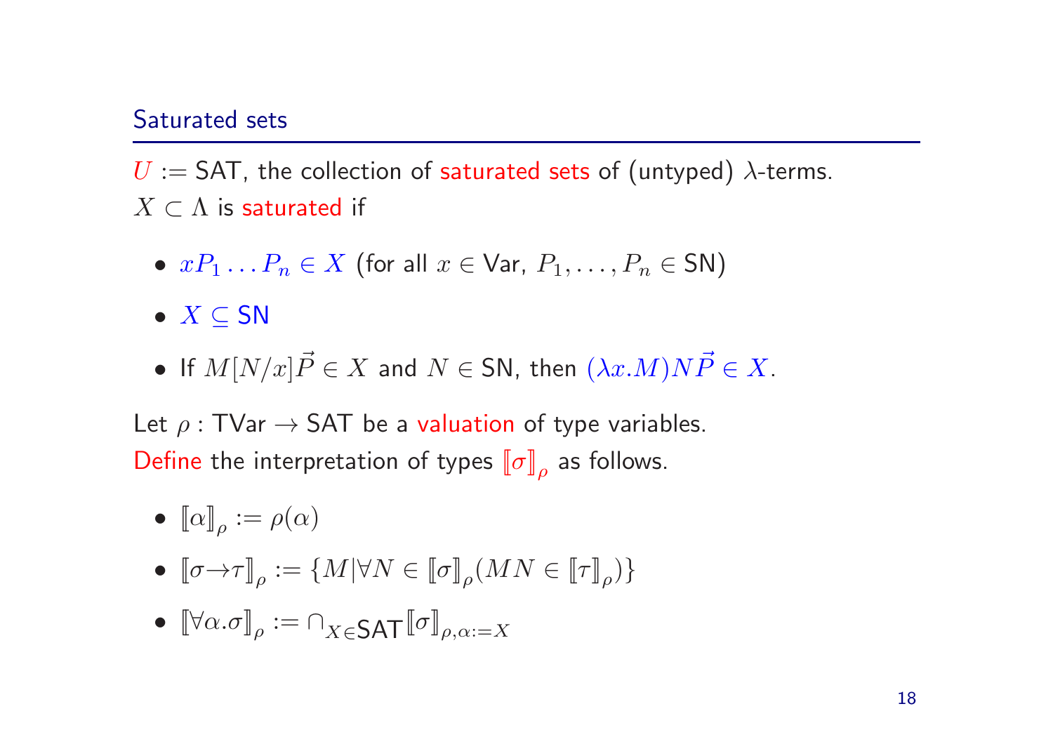## Saturated sets

$U$ := SAT, the collection of saturated sets of (untyped) $\lambda$-terms.
$X \subset \Lambda$ is saturated if

- $xP_1 \ldots P_n \in X$ (for all $x \in \mathsf{Var}$, $P_1, \ldots, P_n \in \mathsf{SN}$)
- $X \subseteq \mathsf{SN}$
- If $M[N/x]\vec{P} \in X$ and $N \in \mathsf{SN}$, then $(\lambda x.M)N\vec{P} \in X$.

Let $\rho : \mathsf{TVar} \to \mathsf{SAT}$ be a valuation of type variables.
Define the interpretation of types $[\![\sigma]\!]_\rho$ as follows.

- $[\![\alpha]\!]_\rho := \rho(\alpha)$
- $[\![\sigma \to \tau]\!]_\rho := \{M | \forall N \in [\![\sigma]\!]_\rho (MN \in [\![\tau]\!]_\rho)\}$
- $[\![\forall \alpha.\sigma]\!]_\rho := \cap_{X \in \mathsf{SAT}} [\![\sigma]\!]_{\rho, \alpha := X}$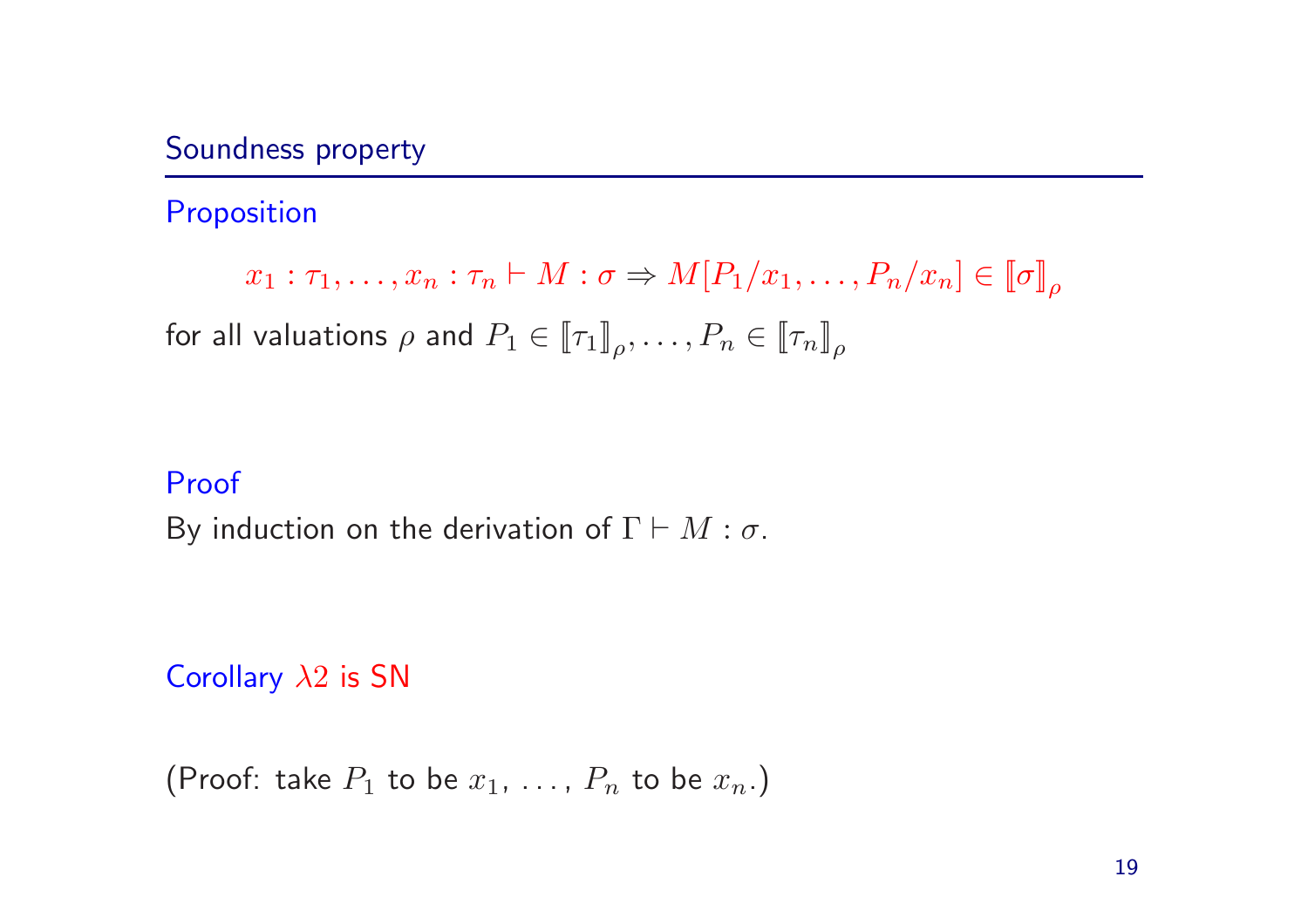## Soundness property

**Proposition**

$$x_1 : \tau_1, \ldots, x_n : \tau_n \vdash M : \sigma \Rightarrow M[P_1/x_1, \ldots, P_n/x_n] \in [\![\sigma]\!]_\rho$$

for all valuations $\rho$ and $P_1 \in [\![\tau_1]\!]_\rho, \ldots, P_n \in [\![\tau_n]\!]_\rho$

**Proof**

By induction on the derivation of $\Gamma \vdash M : \sigma$.

**Corollary** $\lambda 2$ is SN

(Proof: take $P_1$ to be $x_1$, ..., $P_n$ to be $x_n$.)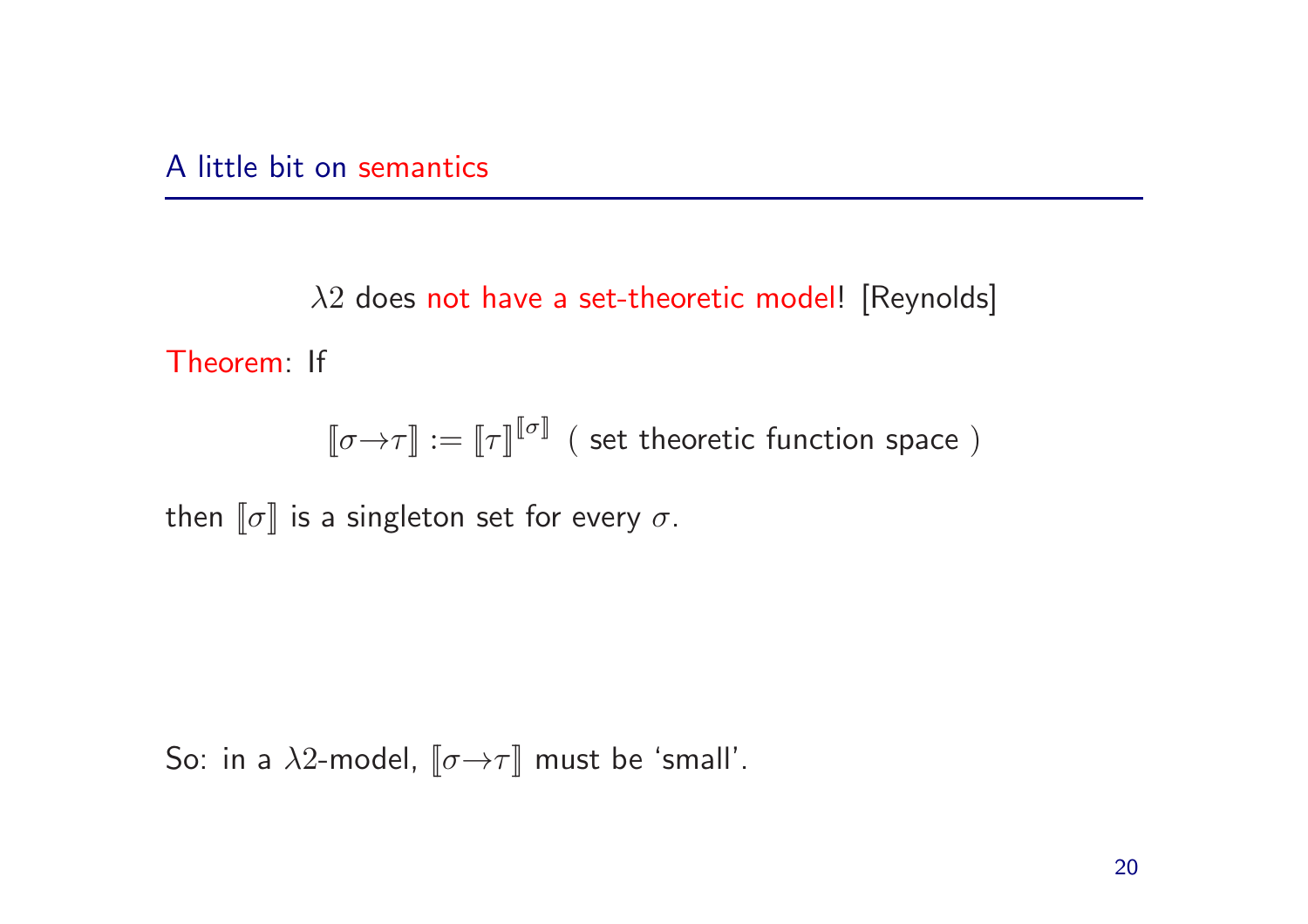## A little bit on semantics

$\lambda 2$ does not have a set-theoretic model! [Reynolds]

Theorem: If

$$[\![\sigma \rightarrow \tau]\!] := [\![\tau]\!]^{[\![\sigma]\!]} \text{ ( set theoretic function space )}$$

then $[\![\sigma]\!]$ is a singleton set for every $\sigma$.

So: in a $\lambda 2$-model, $[\![\sigma \rightarrow \tau]\!]$ must be 'small'.